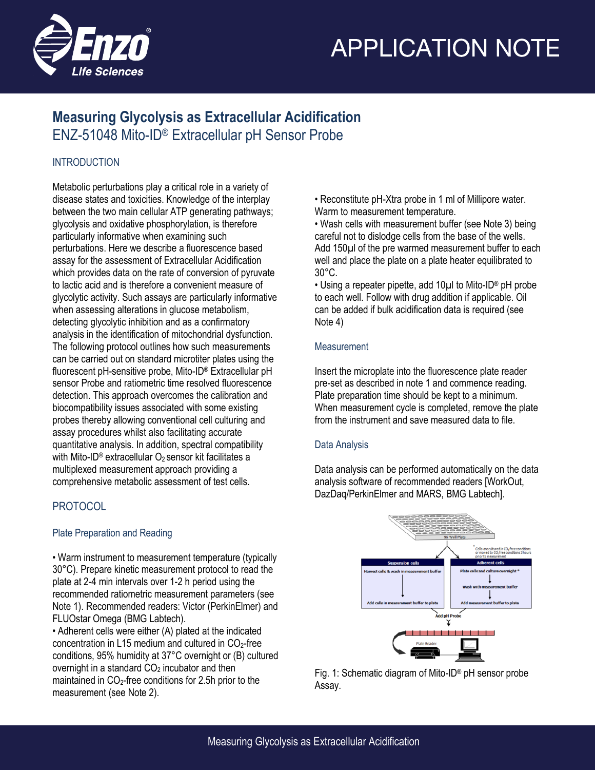# Measuring Glycolysis as Extracellular Acidification

## ENZ-51048 Mito-ID® Extracellular pH Sensor Probe

### INTRODUCTION

Metabolic perturbations play a critical role in a variety of disease states and toxicities. Knowledge of the interplay between the two main cellular ATP generating pathways; glycolysis and oxidative phosphorylation, is therefore particularly informative when examining such perturbations. Here we describe a fluorescence based assay for the assessment of Extracellular Acidification which provides data on the rate of conversion of pyruvate to lactic acid and is therefore a convenient measure of glycolytic activity. Such assays are particularly informative when assessing alterations in glucose metabolism, detecting glycolytic inhibition and as a confirmatory analysis in the identification of mitochondrial dysfunction. The following protocol outlines how such measurements can be carried out on standard microtiter plates using the fluorescent pH-sensitive probe, Mito-ID® Extracellular pH sensor Probe and ratiometric time resolved fluorescence detection. This approach overcomes the calibration and biocompatibility issues associated with some existing probes thereby allowing conventional cell culturing and assay procedures whilst also facilitating accurate quantitative analysis. In addition, spectral compatibility with Mito-ID® extracellular $O_2$ sensor kit facilitates a multiplexed measurement approach providing a comprehensive metabolic assessment of test cells.

### PROTOCOL

#### Plate Preparation and Reading

- Warm instrument to measurement temperature (typically 30°C). Prepare kinetic measurement protocol to read the plate at 2-4 min intervals over 1-2 h period using the recommended ratiometric measurement parameters (see Note 1). Recommended readers: Victor (PerkinElmer) and FLUOstar Omega (BMG Labtech).
- Adherent cells were either (A) plated at the indicated concentration in L15 medium and cultured in $CO_2$-free conditions, 95% humidity at 37°C overnight or (B) cultured overnight in a standard $CO_2$ incubator and then maintained in $CO_2$-free conditions for 2.5h prior to the measurement (see Note 2).
- Reconstitute pH-Xtra probe in 1 ml of Millipore water. Warm to measurement temperature.
- Wash cells with measurement buffer (see Note 3) being careful not to dislodge cells from the base of the wells. Add 150µl of the pre warmed measurement buffer to each well and place the plate on a plate heater equilibrated to 30°C.
- Using a repeater pipette, add 10µl to Mito-ID® pH probe to each well. Follow with drug addition if applicable. Oil can be added if bulk acidification data is required (see Note 4)

#### Measurement

Insert the microplate into the fluorescence plate reader pre-set as described in note 1 and commence reading. Plate preparation time should be kept to a minimum. When measurement cycle is completed, remove the plate from the instrument and save measured data to file.

#### Data Analysis

Data analysis can be performed automatically on the data analysis software of recommended readers [WorkOut, DazDaq/PerkinElmer and MARS, BMG Labtech].

Fig. 1: Schematic diagram of Mito-ID® pH sensor probe Assay.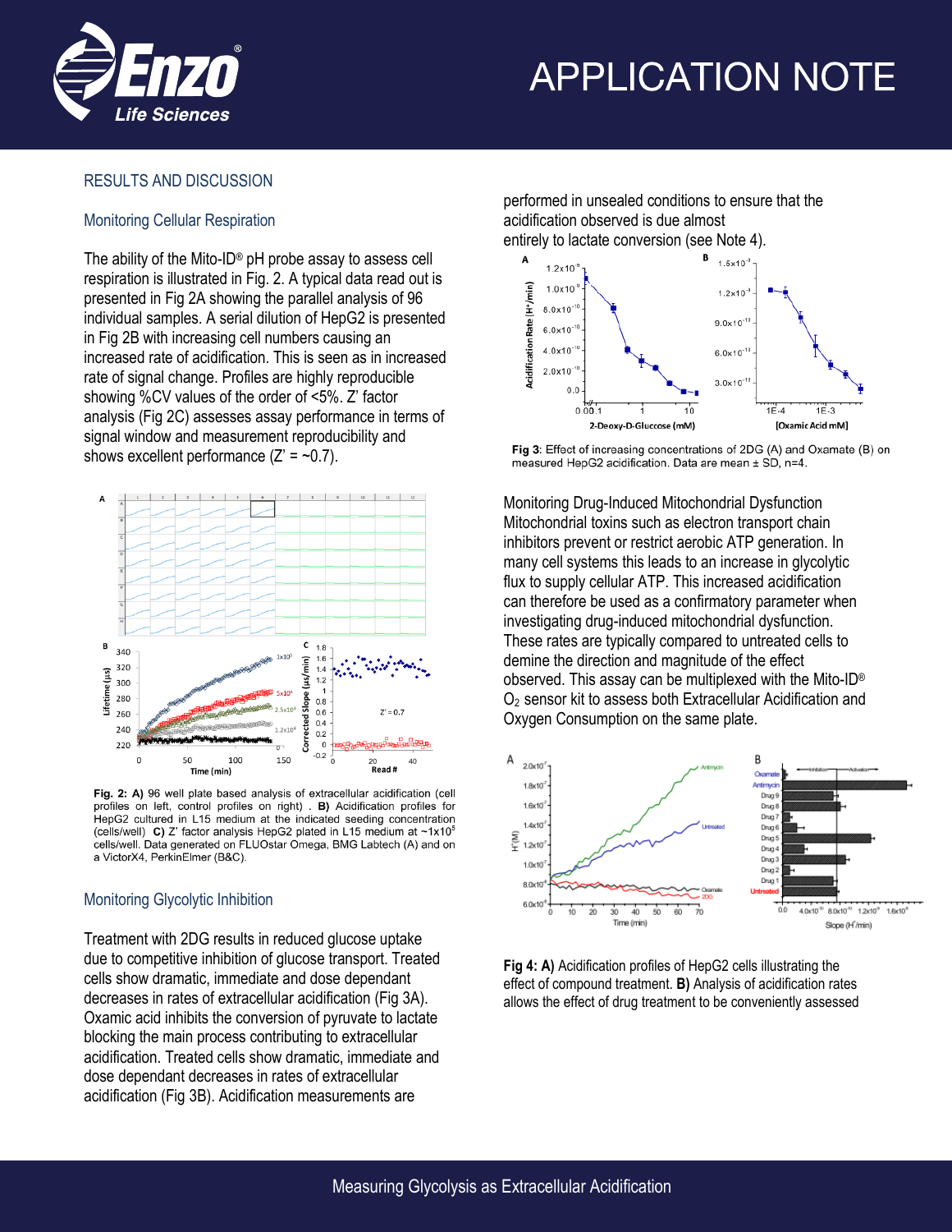## RESULTS AND DISCUSSION

### Monitoring Cellular Respiration

The ability of the Mito-ID® pH probe assay to assess cell respiration is illustrated in Fig. 2. A typical data read out is presented in Fig 2A showing the parallel analysis of 96 individual samples. A serial dilution of HepG2 is presented in Fig 2B with increasing cell numbers causing an increased rate of acidification. This is seen as in increased rate of signal change. Profiles are highly reproducible showing %CV values of the order of <5%. Z' factor analysis (Fig 2C) assesses assay performance in terms of signal window and measurement reproducibility and shows excellent performance (Z' = ~0.7).

**Fig. 2: A)** 96 well plate based analysis of extracellular acidification (cell profiles on left, control profiles on right) . **B)** Acidification profiles for HepG2 cultured in L15 medium at the indicated seeding concentration (cells/well) **C)** Z' factor analysis HepG2 plated in L15 medium at ~$1x10^5$ cells/well. Data generated on FLUOstar Omega, BMG Labtech (A) and on a VictorX4, PerkinElmer (B&C).

### Monitoring Glycolytic Inhibition

Treatment with 2DG results in reduced glucose uptake due to competitive inhibition of glucose transport. Treated cells show dramatic, immediate and dose dependant decreases in rates of extracellular acidification (Fig 3A). Oxamic acid inhibits the conversion of pyruvate to lactate blocking the main process contributing to extracellular acidification. Treated cells show dramatic, immediate and dose dependant decreases in rates of extracellular acidification (Fig 3B). Acidification measurements are performed in unsealed conditions to ensure that the acidification observed is due almost entirely to lactate conversion (see Note 4).

**Fig 3**: Effect of increasing concentrations of 2DG (A) and Oxamate (B) on measured HepG2 acidification. Data are mean ± SD, n=4.

### Monitoring Drug-Induced Mitochondrial Dysfunction

Mitochondrial toxins such as electron transport chain inhibitors prevent or restrict aerobic ATP generation. In many cell systems this leads to an increase in glycolytic flux to supply cellular ATP. This increased acidification can therefore be used as a confirmatory parameter when investigating drug-induced mitochondrial dysfunction. These rates are typically compared to untreated cells to demine the direction and magnitude of the effect observed. This assay can be multiplexed with the Mito-ID® $O_2$ sensor kit to assess both Extracellular Acidification and Oxygen Consumption on the same plate.

**Fig 4: A)** Acidification profiles of HepG2 cells illustrating the effect of compound treatment. **B)** Analysis of acidification rates allows the effect of drug treatment to be conveniently assessed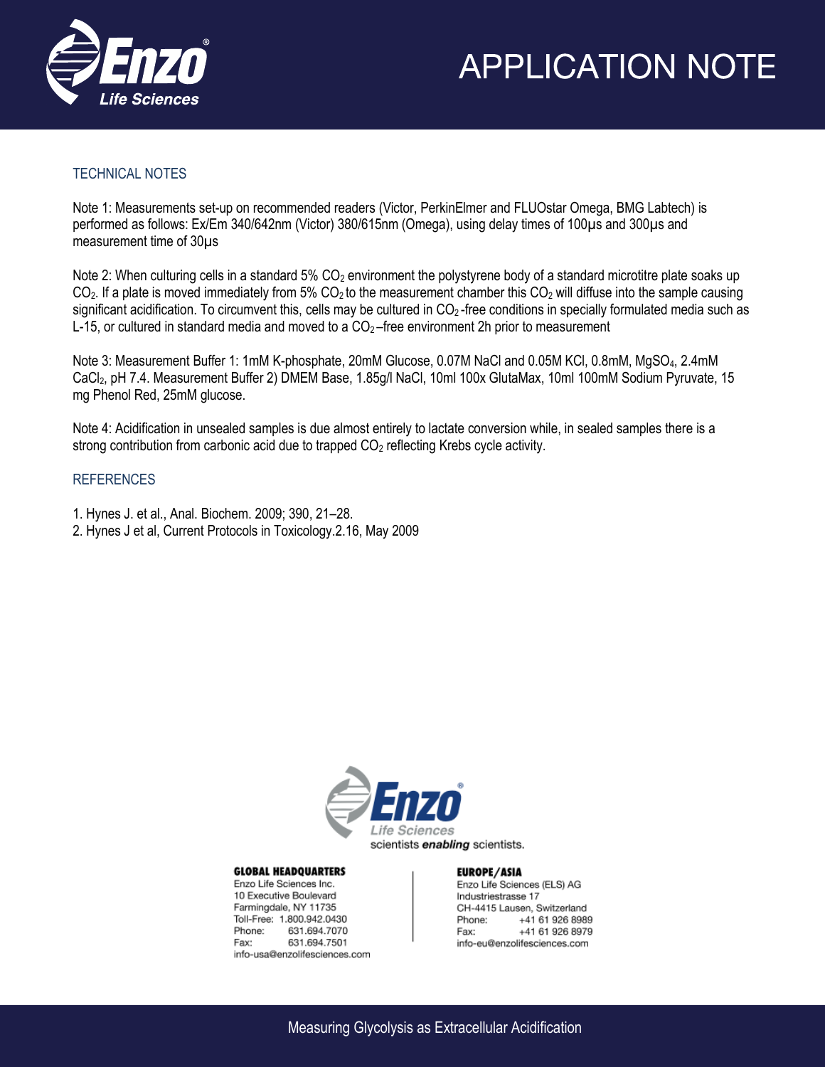## TECHNICAL NOTES

Note 1: Measurements set-up on recommended readers (Victor, PerkinElmer and FLUOstar Omega, BMG Labtech) is performed as follows: Ex/Em 340/642nm (Victor) 380/615nm (Omega), using delay times of 100µs and 300µs and measurement time of 30µs

Note 2: When culturing cells in a standard 5% $CO_2$ environment the polystyrene body of a standard microtitre plate soaks up $CO_2$. If a plate is moved immediately from 5% $CO_2$ to the measurement chamber this $CO_2$ will diffuse into the sample causing significant acidification. To circumvent this, cells may be cultured in $CO_2$-free conditions in specially formulated media such as L-15, or cultured in standard media and moved to a $CO_2$–free environment 2h prior to measurement

Note 3: Measurement Buffer 1: 1mM K-phosphate, 20mM Glucose, 0.07M NaCl and 0.05M KCl, 0.8mM, $MgSO_4$, 2.4mM $CaCl_2$, pH 7.4. Measurement Buffer 2) DMEM Base, 1.85g/l NaCl, 10ml 100x GlutaMax, 10ml 100mM Sodium Pyruvate, 15 mg Phenol Red, 25mM glucose.

Note 4: Acidification in unsealed samples is due almost entirely to lactate conversion while, in sealed samples there is a strong contribution from carbonic acid due to trapped $CO_2$ reflecting Krebs cycle activity.

## REFERENCES

1. Hynes J. et al., Anal. Biochem. 2009; 390, 21–28.
2. Hynes J et al, Current Protocols in Toxicology.2.16, May 2009

Enzo Life Sciences
scientists *enabling* scientists.

**GLOBAL HEADQUARTERS**
Enzo Life Sciences Inc.
10 Executive Boulevard
Farmingdale, NY 11735
Toll-Free: 1.800.942.0430
Phone: 631.694.7070
Fax: 631.694.7501
info-usa@enzolifesciences.com

**EUROPE/ASIA**
Enzo Life Sciences (ELS) AG
Industriestrasse 17
CH-4415 Lausen, Switzerland
Phone: +41 61 926 8989
Fax: +41 61 926 8979
info-eu@enzolifesciences.com